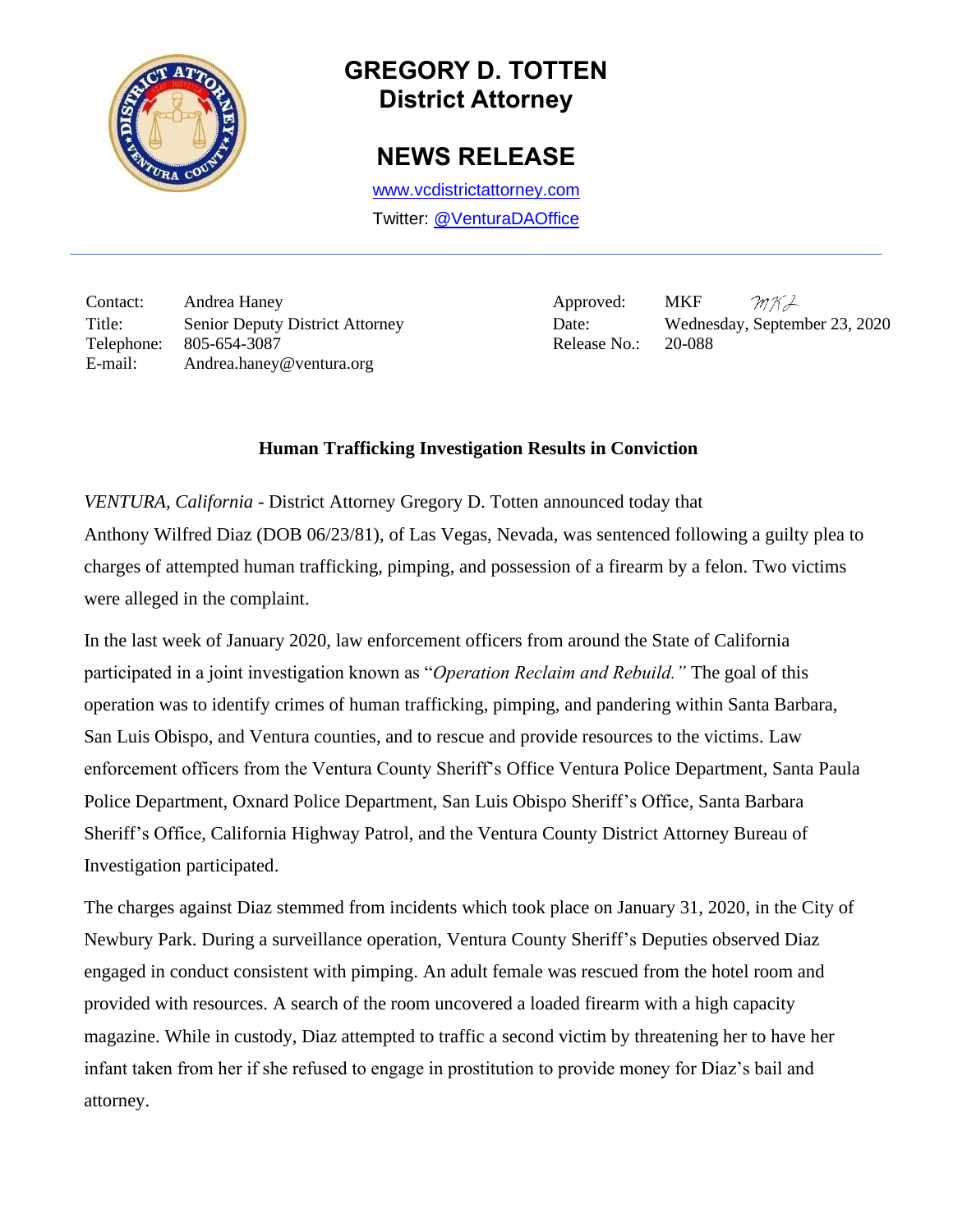# GREGORY D. TOTTEN
## District Attorney

## NEWS RELEASE

www.vcdistrictattorney.com

Twitter: @VenturaDAOffice

| | | | |
|---|---|---|---|
| Contact: | Andrea Haney | Approved: | MKF *MKF* |
| Title: | Senior Deputy District Attorney | Date: | Wednesday, September 23, 2020 |
| Telephone: | 805-654-3087 | Release No.: | 20-088 |
| E-mail: | Andrea.haney@ventura.org | | |

**Human Trafficking Investigation Results in Conviction**

*VENTURA, California* - District Attorney Gregory D. Totten announced today that Anthony Wilfred Diaz (DOB 06/23/81), of Las Vegas, Nevada, was sentenced following a guilty plea to charges of attempted human trafficking, pimping, and possession of a firearm by a felon. Two victims were alleged in the complaint.

In the last week of January 2020, law enforcement officers from around the State of California participated in a joint investigation known as "*Operation Reclaim and Rebuild.*" The goal of this operation was to identify crimes of human trafficking, pimping, and pandering within Santa Barbara, San Luis Obispo, and Ventura counties, and to rescue and provide resources to the victims. Law enforcement officers from the Ventura County Sheriff's Office Ventura Police Department, Santa Paula Police Department, Oxnard Police Department, San Luis Obispo Sheriff's Office, Santa Barbara Sheriff's Office, California Highway Patrol, and the Ventura County District Attorney Bureau of Investigation participated.

The charges against Diaz stemmed from incidents which took place on January 31, 2020, in the City of Newbury Park. During a surveillance operation, Ventura County Sheriff's Deputies observed Diaz engaged in conduct consistent with pimping. An adult female was rescued from the hotel room and provided with resources. A search of the room uncovered a loaded firearm with a high capacity magazine. While in custody, Diaz attempted to traffic a second victim by threatening her to have her infant taken from her if she refused to engage in prostitution to provide money for Diaz's bail and attorney.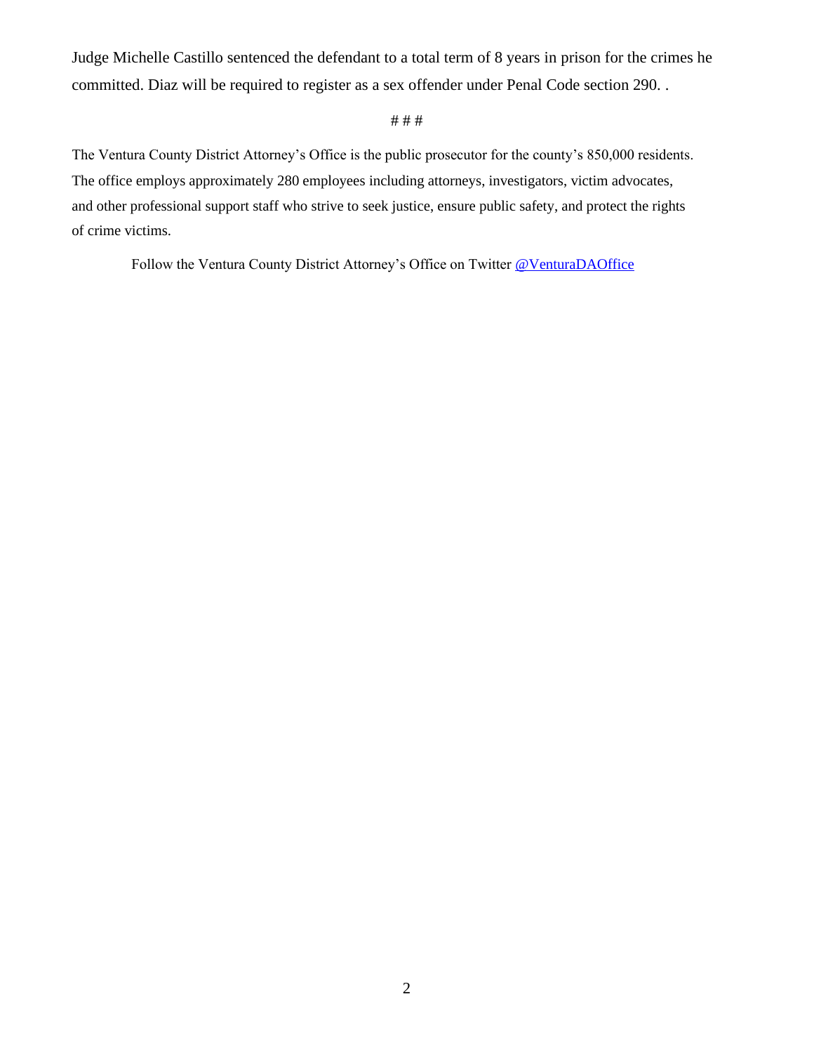Judge Michelle Castillo sentenced the defendant to a total term of 8 years in prison for the crimes he committed. Diaz will be required to register as a sex offender under Penal Code section 290. .

# # #

The Ventura County District Attorney's Office is the public prosecutor for the county's 850,000 residents. The office employs approximately 280 employees including attorneys, investigators, victim advocates, and other professional support staff who strive to seek justice, ensure public safety, and protect the rights of crime victims.

Follow the Ventura County District Attorney's Office on Twitter @VenturaDAOffice